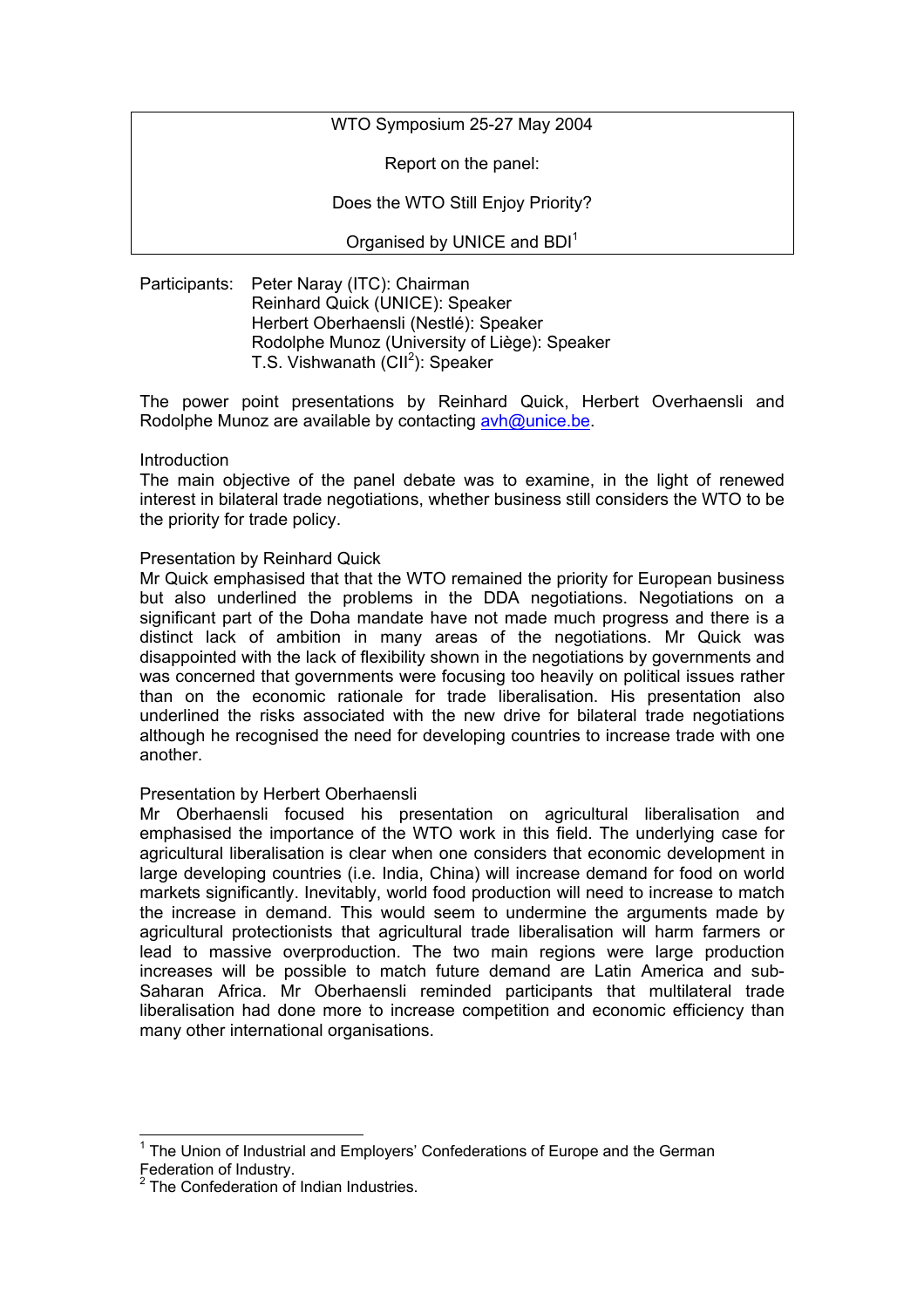WTO Symposium 25-27 May 2004

Report on the panel:

Does the WTO Still Enjoy Priority?

Organised by UNICE and BDI[1]

Participants: Peter Naray (ITC): Chairman
Reinhard Quick (UNICE): Speaker
Herbert Oberhaensli (Nestlé): Speaker
Rodolphe Munoz (University of Liège): Speaker
T.S. Vishwanath (CII[2]): Speaker

The power point presentations by Reinhard Quick, Herbert Overhaensli and Rodolphe Munoz are available by contacting avh@unice.be.

## Introduction

The main objective of the panel debate was to examine, in the light of renewed interest in bilateral trade negotiations, whether business still considers the WTO to be the priority for trade policy.

## Presentation by Reinhard Quick

Mr Quick emphasised that that the WTO remained the priority for European business but also underlined the problems in the DDA negotiations. Negotiations on a significant part of the Doha mandate have not made much progress and there is a distinct lack of ambition in many areas of the negotiations. Mr Quick was disappointed with the lack of flexibility shown in the negotiations by governments and was concerned that governments were focusing too heavily on political issues rather than on the economic rationale for trade liberalisation. His presentation also underlined the risks associated with the new drive for bilateral trade negotiations although he recognised the need for developing countries to increase trade with one another.

## Presentation by Herbert Oberhaensli

Mr Oberhaensli focused his presentation on agricultural liberalisation and emphasised the importance of the WTO work in this field. The underlying case for agricultural liberalisation is clear when one considers that economic development in large developing countries (i.e. India, China) will increase demand for food on world markets significantly. Inevitably, world food production will need to increase to match the increase in demand. This would seem to undermine the arguments made by agricultural protectionists that agricultural trade liberalisation will harm farmers or lead to massive overproduction. The two main regions were large production increases will be possible to match future demand are Latin America and sub-Saharan Africa. Mr Oberhaensli reminded participants that multilateral trade liberalisation had done more to increase competition and economic efficiency than many other international organisations.

---

[1] The Union of Industrial and Employers' Confederations of Europe and the German Federation of Industry.

[2] The Confederation of Indian Industries.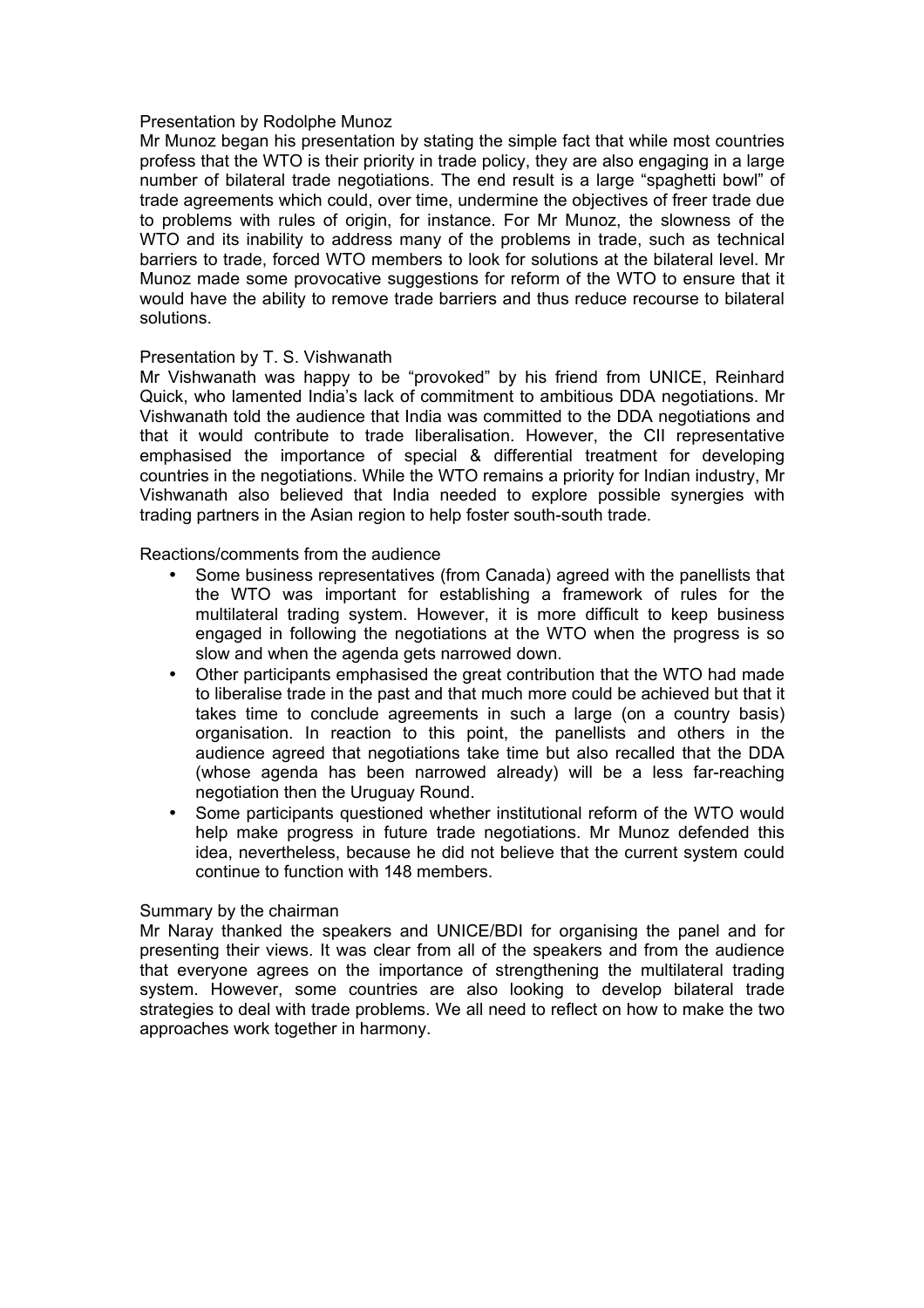Presentation by Rodolphe Munoz

Mr Munoz began his presentation by stating the simple fact that while most countries profess that the WTO is their priority in trade policy, they are also engaging in a large number of bilateral trade negotiations. The end result is a large "spaghetti bowl" of trade agreements which could, over time, undermine the objectives of freer trade due to problems with rules of origin, for instance. For Mr Munoz, the slowness of the WTO and its inability to address many of the problems in trade, such as technical barriers to trade, forced WTO members to look for solutions at the bilateral level. Mr Munoz made some provocative suggestions for reform of the WTO to ensure that it would have the ability to remove trade barriers and thus reduce recourse to bilateral solutions.

Presentation by T. S. Vishwanath

Mr Vishwanath was happy to be "provoked" by his friend from UNICE, Reinhard Quick, who lamented India's lack of commitment to ambitious DDA negotiations. Mr Vishwanath told the audience that India was committed to the DDA negotiations and that it would contribute to trade liberalisation. However, the CII representative emphasised the importance of special & differential treatment for developing countries in the negotiations. While the WTO remains a priority for Indian industry, Mr Vishwanath also believed that India needed to explore possible synergies with trading partners in the Asian region to help foster south-south trade.

Reactions/comments from the audience

- Some business representatives (from Canada) agreed with the panellists that the WTO was important for establishing a framework of rules for the multilateral trading system. However, it is more difficult to keep business engaged in following the negotiations at the WTO when the progress is so slow and when the agenda gets narrowed down.
- Other participants emphasised the great contribution that the WTO had made to liberalise trade in the past and that much more could be achieved but that it takes time to conclude agreements in such a large (on a country basis) organisation. In reaction to this point, the panellists and others in the audience agreed that negotiations take time but also recalled that the DDA (whose agenda has been narrowed already) will be a less far-reaching negotiation then the Uruguay Round.
- Some participants questioned whether institutional reform of the WTO would help make progress in future trade negotiations. Mr Munoz defended this idea, nevertheless, because he did not believe that the current system could continue to function with 148 members.

Summary by the chairman

Mr Naray thanked the speakers and UNICE/BDI for organising the panel and for presenting their views. It was clear from all of the speakers and from the audience that everyone agrees on the importance of strengthening the multilateral trading system. However, some countries are also looking to develop bilateral trade strategies to deal with trade problems. We all need to reflect on how to make the two approaches work together in harmony.